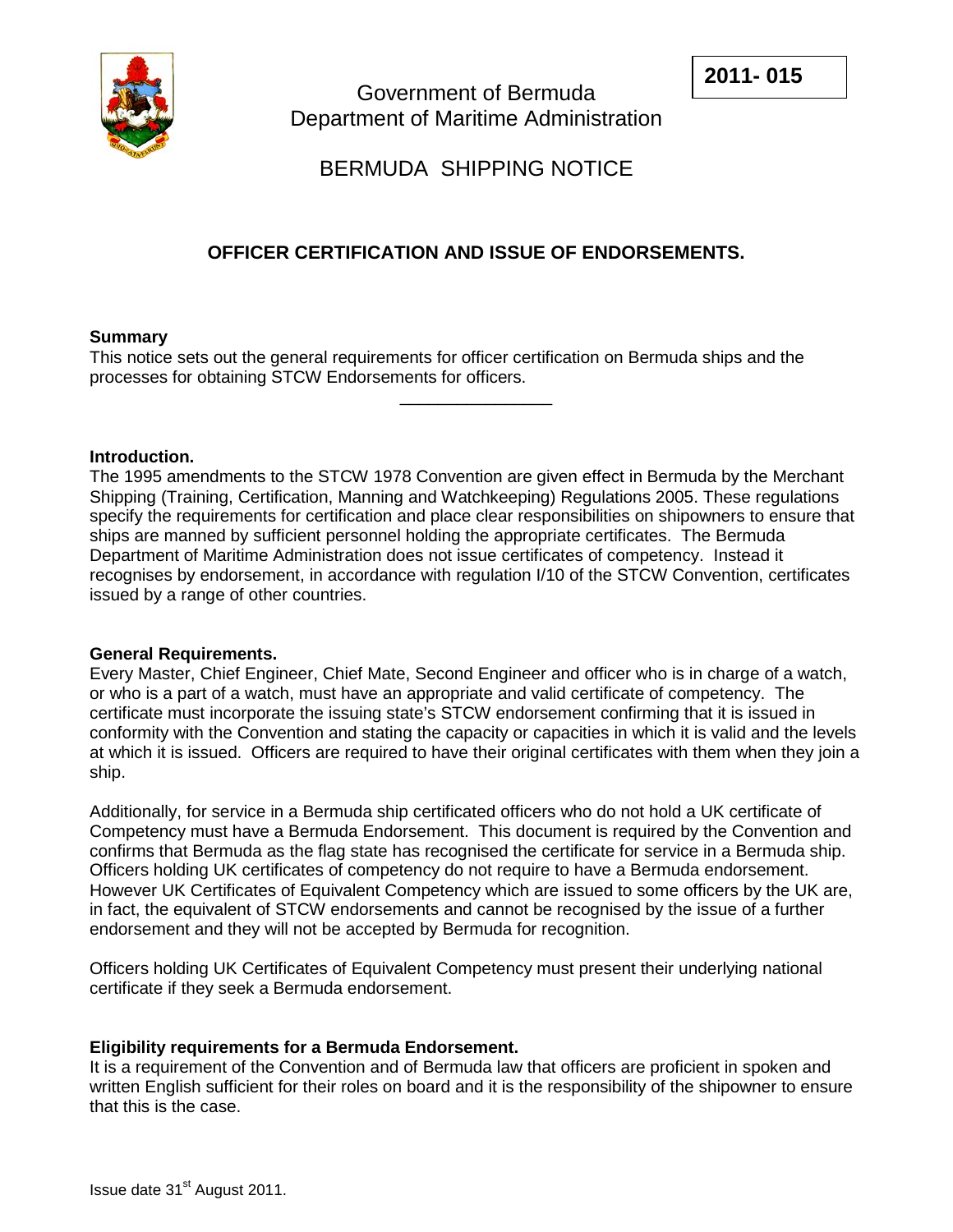2011- 015

Government of Bermuda
Department of Maritime Administration

# BERMUDA SHIPPING NOTICE

## OFFICER CERTIFICATION AND ISSUE OF ENDORSEMENTS.

**Summary**

This notice sets out the general requirements for officer certification on Bermuda ships and the processes for obtaining STCW Endorsements for officers.

---

**Introduction.**

The 1995 amendments to the STCW 1978 Convention are given effect in Bermuda by the Merchant Shipping (Training, Certification, Manning and Watchkeeping) Regulations 2005. These regulations specify the requirements for certification and place clear responsibilities on shipowners to ensure that ships are manned by sufficient personnel holding the appropriate certificates. The Bermuda Department of Maritime Administration does not issue certificates of competency. Instead it recognises by endorsement, in accordance with regulation I/10 of the STCW Convention, certificates issued by a range of other countries.

**General Requirements.**

Every Master, Chief Engineer, Chief Mate, Second Engineer and officer who is in charge of a watch, or who is a part of a watch, must have an appropriate and valid certificate of competency. The certificate must incorporate the issuing state's STCW endorsement confirming that it is issued in conformity with the Convention and stating the capacity or capacities in which it is valid and the levels at which it is issued. Officers are required to have their original certificates with them when they join a ship.

Additionally, for service in a Bermuda ship certificated officers who do not hold a UK certificate of Competency must have a Bermuda Endorsement. This document is required by the Convention and confirms that Bermuda as the flag state has recognised the certificate for service in a Bermuda ship. Officers holding UK certificates of competency do not require to have a Bermuda endorsement. However UK Certificates of Equivalent Competency which are issued to some officers by the UK are, in fact, the equivalent of STCW endorsements and cannot be recognised by the issue of a further endorsement and they will not be accepted by Bermuda for recognition.

Officers holding UK Certificates of Equivalent Competency must present their underlying national certificate if they seek a Bermuda endorsement.

**Eligibility requirements for a Bermuda Endorsement.**

It is a requirement of the Convention and of Bermuda law that officers are proficient in spoken and written English sufficient for their roles on board and it is the responsibility of the shipowner to ensure that this is the case.

Issue date 31st August 2011.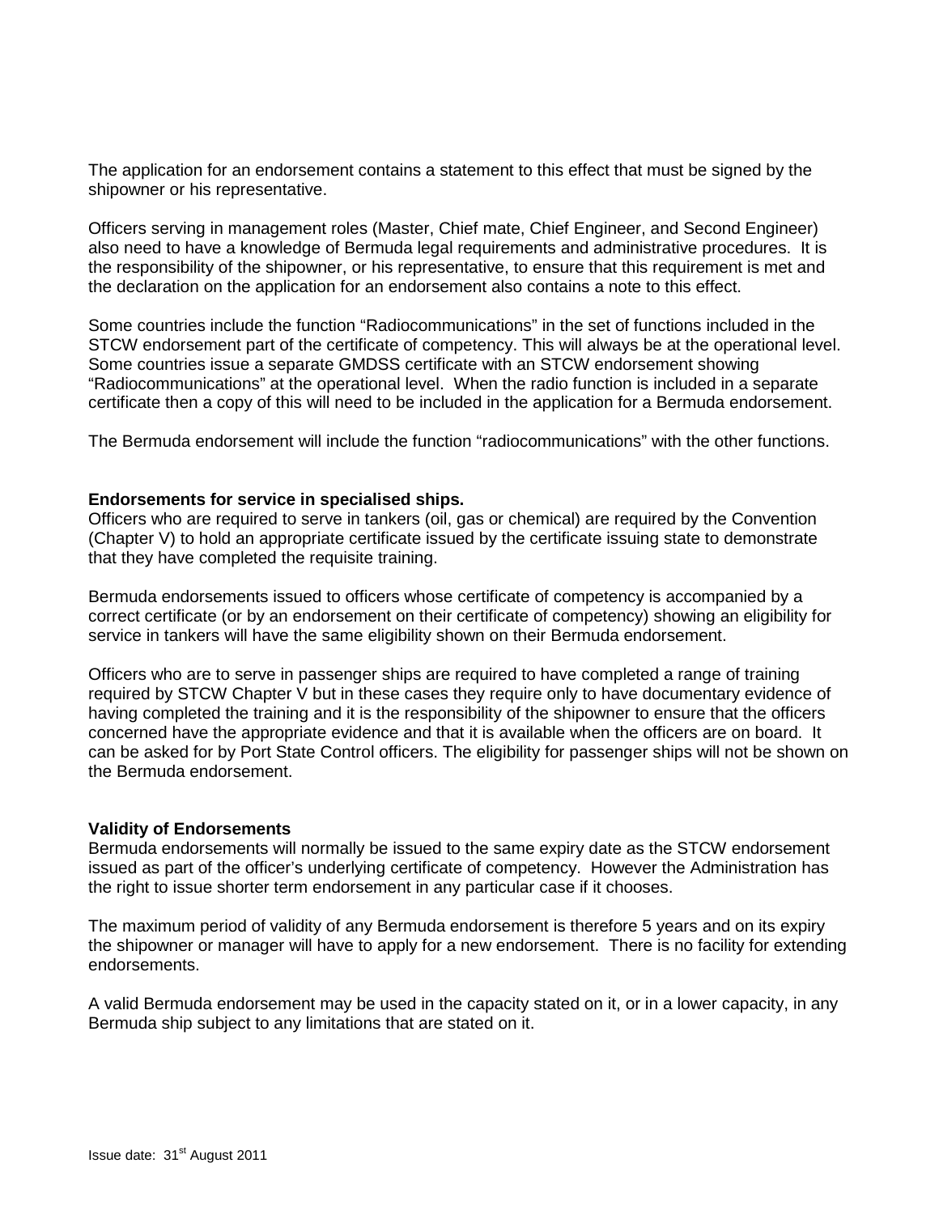The application for an endorsement contains a statement to this effect that must be signed by the shipowner or his representative.

Officers serving in management roles (Master, Chief mate, Chief Engineer, and Second Engineer) also need to have a knowledge of Bermuda legal requirements and administrative procedures. It is the responsibility of the shipowner, or his representative, to ensure that this requirement is met and the declaration on the application for an endorsement also contains a note to this effect.

Some countries include the function "Radiocommunications" in the set of functions included in the STCW endorsement part of the certificate of competency. This will always be at the operational level. Some countries issue a separate GMDSS certificate with an STCW endorsement showing "Radiocommunications" at the operational level. When the radio function is included in a separate certificate then a copy of this will need to be included in the application for a Bermuda endorsement.

The Bermuda endorsement will include the function "radiocommunications" with the other functions.

**Endorsements for service in specialised ships.**

Officers who are required to serve in tankers (oil, gas or chemical) are required by the Convention (Chapter V) to hold an appropriate certificate issued by the certificate issuing state to demonstrate that they have completed the requisite training.

Bermuda endorsements issued to officers whose certificate of competency is accompanied by a correct certificate (or by an endorsement on their certificate of competency) showing an eligibility for service in tankers will have the same eligibility shown on their Bermuda endorsement.

Officers who are to serve in passenger ships are required to have completed a range of training required by STCW Chapter V but in these cases they require only to have documentary evidence of having completed the training and it is the responsibility of the shipowner to ensure that the officers concerned have the appropriate evidence and that it is available when the officers are on board. It can be asked for by Port State Control officers. The eligibility for passenger ships will not be shown on the Bermuda endorsement.

**Validity of Endorsements**

Bermuda endorsements will normally be issued to the same expiry date as the STCW endorsement issued as part of the officer's underlying certificate of competency. However the Administration has the right to issue shorter term endorsement in any particular case if it chooses.

The maximum period of validity of any Bermuda endorsement is therefore 5 years and on its expiry the shipowner or manager will have to apply for a new endorsement. There is no facility for extending endorsements.

A valid Bermuda endorsement may be used in the capacity stated on it, or in a lower capacity, in any Bermuda ship subject to any limitations that are stated on it.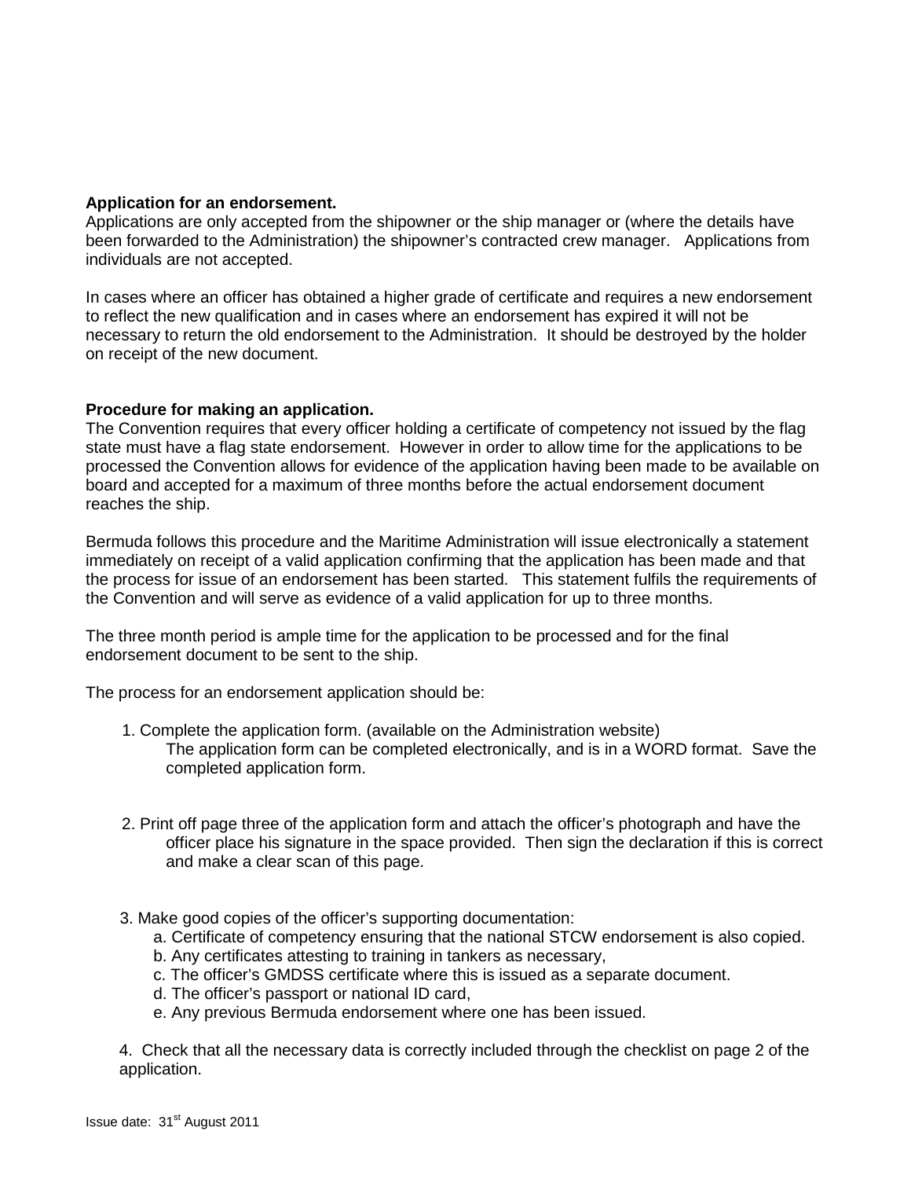**Application for an endorsement.**

Applications are only accepted from the shipowner or the ship manager or (where the details have been forwarded to the Administration) the shipowner's contracted crew manager. Applications from individuals are not accepted.

In cases where an officer has obtained a higher grade of certificate and requires a new endorsement to reflect the new qualification and in cases where an endorsement has expired it will not be necessary to return the old endorsement to the Administration. It should be destroyed by the holder on receipt of the new document.

**Procedure for making an application.**

The Convention requires that every officer holding a certificate of competency not issued by the flag state must have a flag state endorsement. However in order to allow time for the applications to be processed the Convention allows for evidence of the application having been made to be available on board and accepted for a maximum of three months before the actual endorsement document reaches the ship.

Bermuda follows this procedure and the Maritime Administration will issue electronically a statement immediately on receipt of a valid application confirming that the application has been made and that the process for issue of an endorsement has been started. This statement fulfils the requirements of the Convention and will serve as evidence of a valid application for up to three months.

The three month period is ample time for the application to be processed and for the final endorsement document to be sent to the ship.

The process for an endorsement application should be:

1. Complete the application form. (available on the Administration website)
   The application form can be completed electronically, and is in a WORD format. Save the completed application form.

2. Print off page three of the application form and attach the officer's photograph and have the officer place his signature in the space provided. Then sign the declaration if this is correct and make a clear scan of this page.

3. Make good copies of the officer's supporting documentation:
   a. Certificate of competency ensuring that the national STCW endorsement is also copied.
   b. Any certificates attesting to training in tankers as necessary,
   c. The officer's GMDSS certificate where this is issued as a separate document.
   d. The officer's passport or national ID card,
   e. Any previous Bermuda endorsement where one has been issued.

4. Check that all the necessary data is correctly included through the checklist on page 2 of the application.

Issue date: 31st August 2011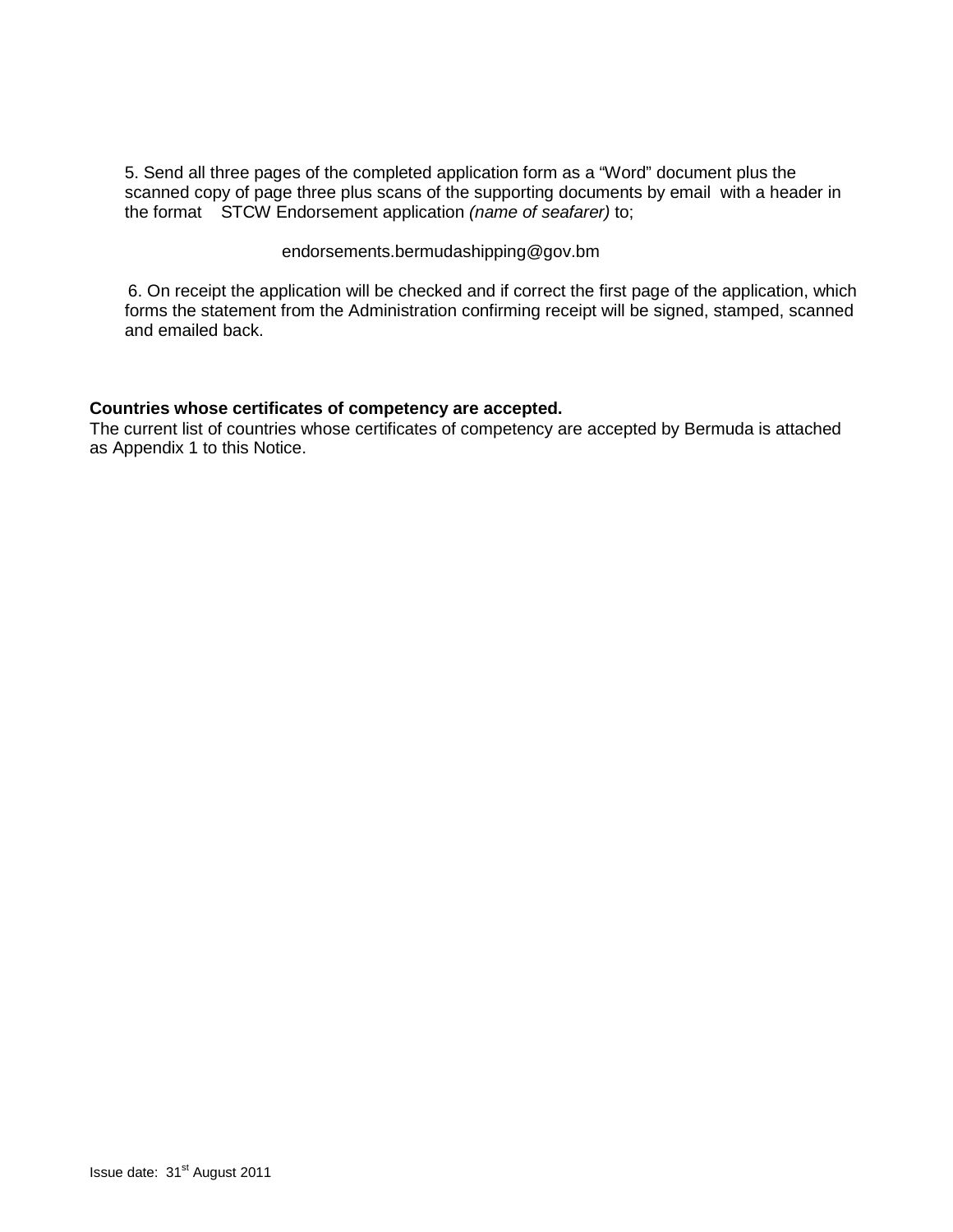5. Send all three pages of the completed application form as a "Word" document plus the scanned copy of page three plus scans of the supporting documents by email with a header in the format STCW Endorsement application *(name of seafarer)* to;

endorsements.bermudashipping@gov.bm

6. On receipt the application will be checked and if correct the first page of the application, which forms the statement from the Administration confirming receipt will be signed, stamped, scanned and emailed back.

**Countries whose certificates of competency are accepted.**

The current list of countries whose certificates of competency are accepted by Bermuda is attached as Appendix 1 to this Notice.

Issue date: 31st August 2011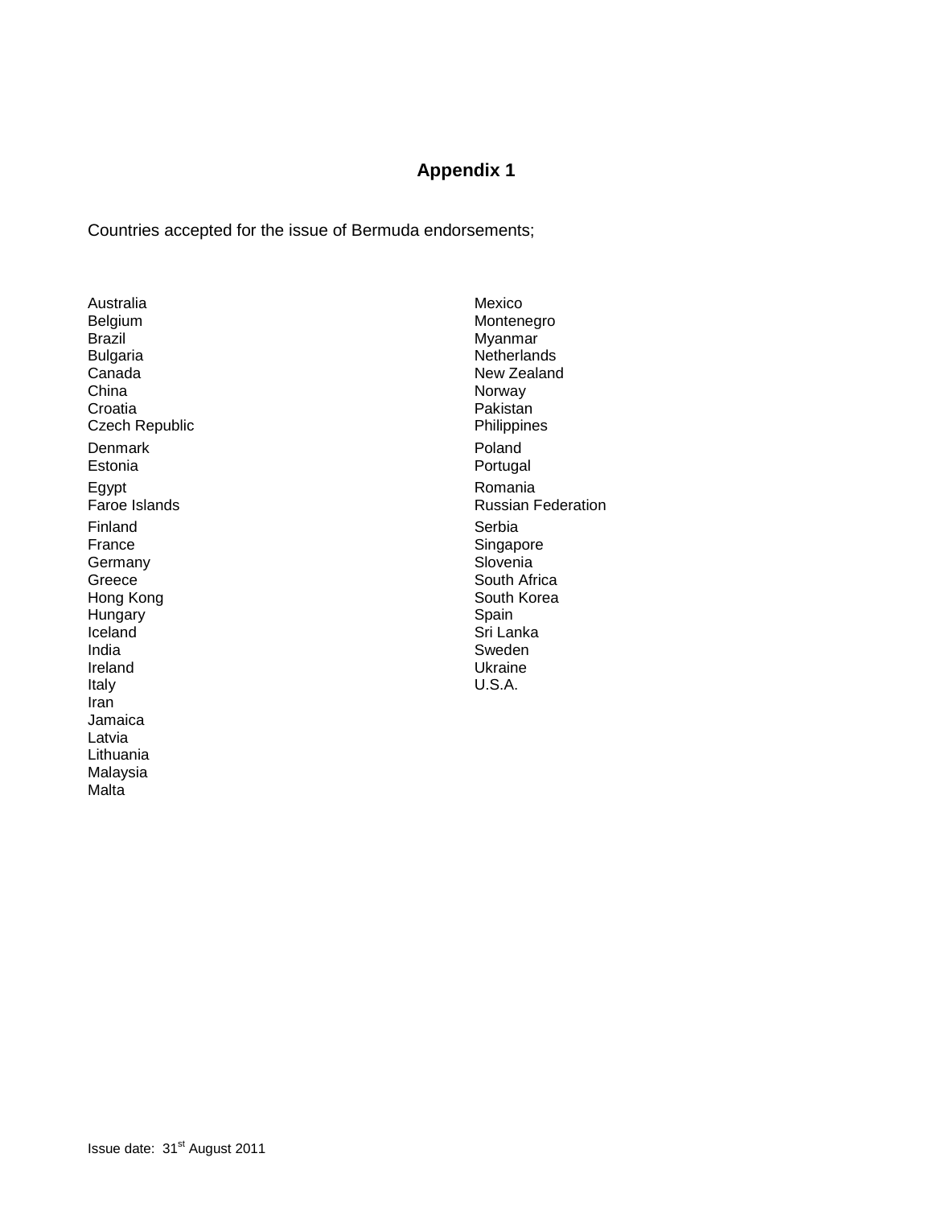## Appendix 1

Countries accepted for the issue of Bermuda endorsements;

Australia
Belgium
Brazil
Bulgaria
Canada
China
Croatia
Czech Republic
Denmark
Estonia
Egypt
Faroe Islands
Finland
France
Germany
Greece
Hong Kong
Hungary
Iceland
India
Ireland
Italy
Iran
Jamaica
Latvia
Lithuania
Malaysia
Malta
Mexico
Montenegro
Myanmar
Netherlands
New Zealand
Norway
Pakistan
Philippines
Poland
Portugal
Romania
Russian Federation
Serbia
Singapore
Slovenia
South Africa
South Korea
Spain
Sri Lanka
Sweden
Ukraine
U.S.A.

Issue date: 31st August 2011